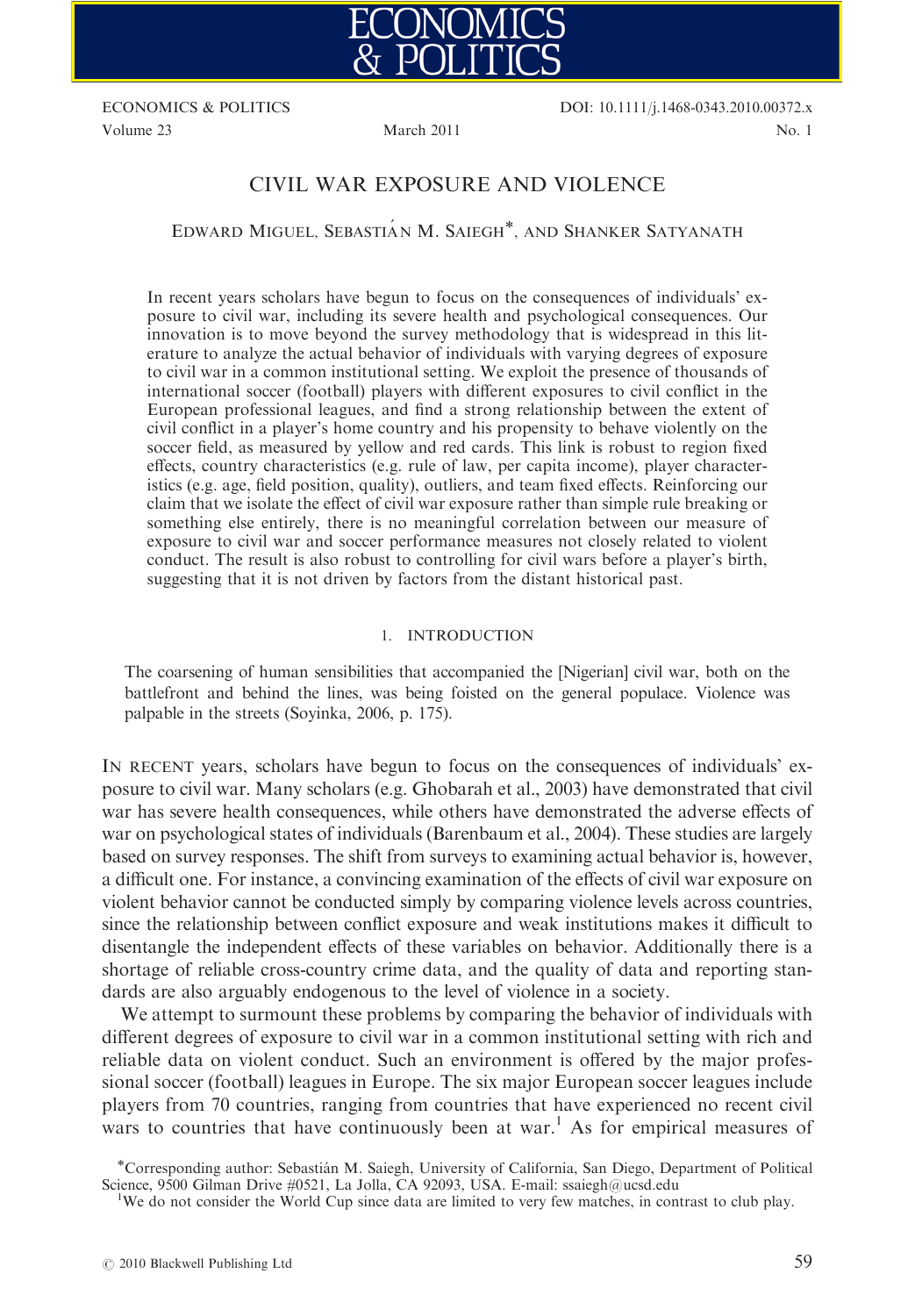# CIVIL WAR EXPOSURE AND VIOLENCE

EDWARD MIGUEL, SEBASTIÁN M. SAIEGH*, AND SHANKER SATYANATH

In recent years scholars have begun to focus on the consequences of individuals' exposure to civil war, including its severe health and psychological consequences. Our innovation is to move beyond the survey methodology that is widespread in this literature to analyze the actual behavior of individuals with varying degrees of exposure to civil war in a common institutional setting. We exploit the presence of thousands of international soccer (football) players with different exposures to civil conflict in the European professional leagues, and find a strong relationship between the extent of civil conflict in a player's home country and his propensity to behave violently on the soccer field, as measured by yellow and red cards. This link is robust to region fixed effects, country characteristics (e.g. rule of law, per capita income), player characteristics (e.g. age, field position, quality), outliers, and team fixed effects. Reinforcing our claim that we isolate the effect of civil war exposure rather than simple rule breaking or something else entirely, there is no meaningful correlation between our measure of exposure to civil war and soccer performance measures not closely related to violent conduct. The result is also robust to controlling for civil wars before a player's birth, suggesting that it is not driven by factors from the distant historical past.

## 1. INTRODUCTION

> The coarsening of human sensibilities that accompanied the [Nigerian] civil war, both on the battlefront and behind the lines, was being foisted on the general populace. Violence was palpable in the streets (Soyinka, 2006, p. 175).

IN RECENT years, scholars have begun to focus on the consequences of individuals' exposure to civil war. Many scholars (e.g. Ghobarah et al., 2003) have demonstrated that civil war has severe health consequences, while others have demonstrated the adverse effects of war on psychological states of individuals (Barenbaum et al., 2004). These studies are largely based on survey responses. The shift from surveys to examining actual behavior is, however, a difficult one. For instance, a convincing examination of the effects of civil war exposure on violent behavior cannot be conducted simply by comparing violence levels across countries, since the relationship between conflict exposure and weak institutions makes it difficult to disentangle the independent effects of these variables on behavior. Additionally there is a shortage of reliable cross-country crime data, and the quality of data and reporting standards are also arguably endogenous to the level of violence in a society.

We attempt to surmount these problems by comparing the behavior of individuals with different degrees of exposure to civil war in a common institutional setting with rich and reliable data on violent conduct. Such an environment is offered by the major professional soccer (football) leagues in Europe. The six major European soccer leagues include players from 70 countries, ranging from countries that have experienced no recent civil wars to countries that have continuously been at war.[1] As for empirical measures of

*Corresponding author: Sebastián M. Saiegh, University of California, San Diego, Department of Political Science, 9500 Gilman Drive #0521, La Jolla, CA 92093, USA. E-mail: ssaiegh@ucsd.edu

[1]We do not consider the World Cup since data are limited to very few matches, in contrast to club play.

© 2010 Blackwell Publishing Ltd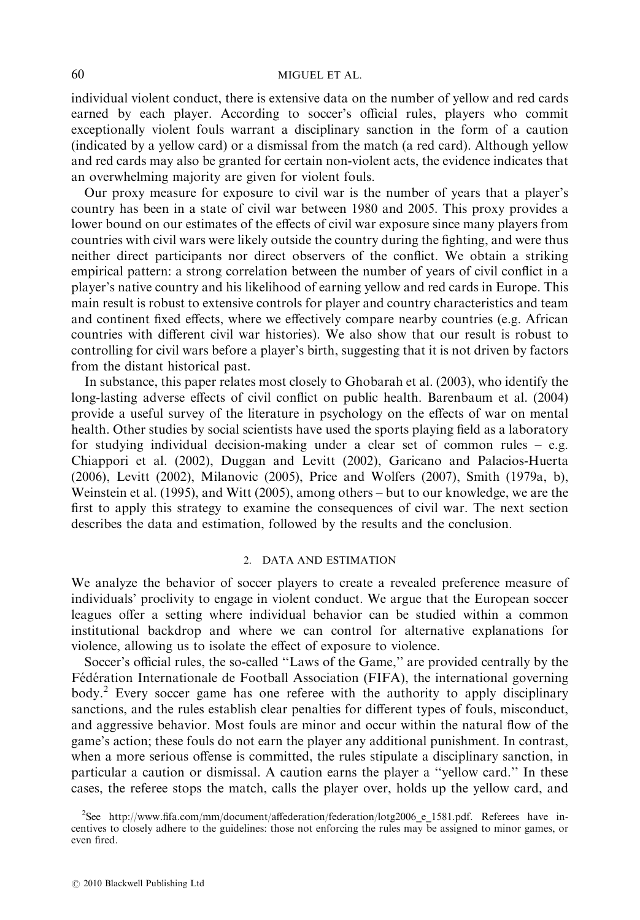individual violent conduct, there is extensive data on the number of yellow and red cards earned by each player. According to soccer's official rules, players who commit exceptionally violent fouls warrant a disciplinary sanction in the form of a caution (indicated by a yellow card) or a dismissal from the match (a red card). Although yellow and red cards may also be granted for certain non-violent acts, the evidence indicates that an overwhelming majority are given for violent fouls.

Our proxy measure for exposure to civil war is the number of years that a player's country has been in a state of civil war between 1980 and 2005. This proxy provides a lower bound on our estimates of the effects of civil war exposure since many players from countries with civil wars were likely outside the country during the fighting, and were thus neither direct participants nor direct observers of the conflict. We obtain a striking empirical pattern: a strong correlation between the number of years of civil conflict in a player's native country and his likelihood of earning yellow and red cards in Europe. This main result is robust to extensive controls for player and country characteristics and team and continent fixed effects, where we effectively compare nearby countries (e.g. African countries with different civil war histories). We also show that our result is robust to controlling for civil wars before a player's birth, suggesting that it is not driven by factors from the distant historical past.

In substance, this paper relates most closely to Ghobarah et al. (2003), who identify the long-lasting adverse effects of civil conflict on public health. Barenbaum et al. (2004) provide a useful survey of the literature in psychology on the effects of war on mental health. Other studies by social scientists have used the sports playing field as a laboratory for studying individual decision-making under a clear set of common rules – e.g. Chiappori et al. (2002), Duggan and Levitt (2002), Garicano and Palacios-Huerta (2006), Levitt (2002), Milanovic (2005), Price and Wolfers (2007), Smith (1979a, b), Weinstein et al. (1995), and Witt (2005), among others – but to our knowledge, we are the first to apply this strategy to examine the consequences of civil war. The next section describes the data and estimation, followed by the results and the conclusion.

## 2. DATA AND ESTIMATION

We analyze the behavior of soccer players to create a revealed preference measure of individuals' proclivity to engage in violent conduct. We argue that the European soccer leagues offer a setting where individual behavior can be studied within a common institutional backdrop and where we can control for alternative explanations for violence, allowing us to isolate the effect of exposure to violence.

Soccer's official rules, the so-called "Laws of the Game," are provided centrally by the Fédération Internationale de Football Association (FIFA), the international governing body.[2] Every soccer game has one referee with the authority to apply disciplinary sanctions, and the rules establish clear penalties for different types of fouls, misconduct, and aggressive behavior. Most fouls are minor and occur within the natural flow of the game's action; these fouls do not earn the player any additional punishment. In contrast, when a more serious offense is committed, the rules stipulate a disciplinary sanction, in particular a caution or dismissal. A caution earns the player a "yellow card." In these cases, the referee stops the match, calls the player over, holds up the yellow card, and

[2] See http://www.fifa.com/mm/document/affederation/federation/lotg2006_e_1581.pdf. Referees have incentives to closely adhere to the guidelines: those not enforcing the rules may be assigned to minor games, or even fired.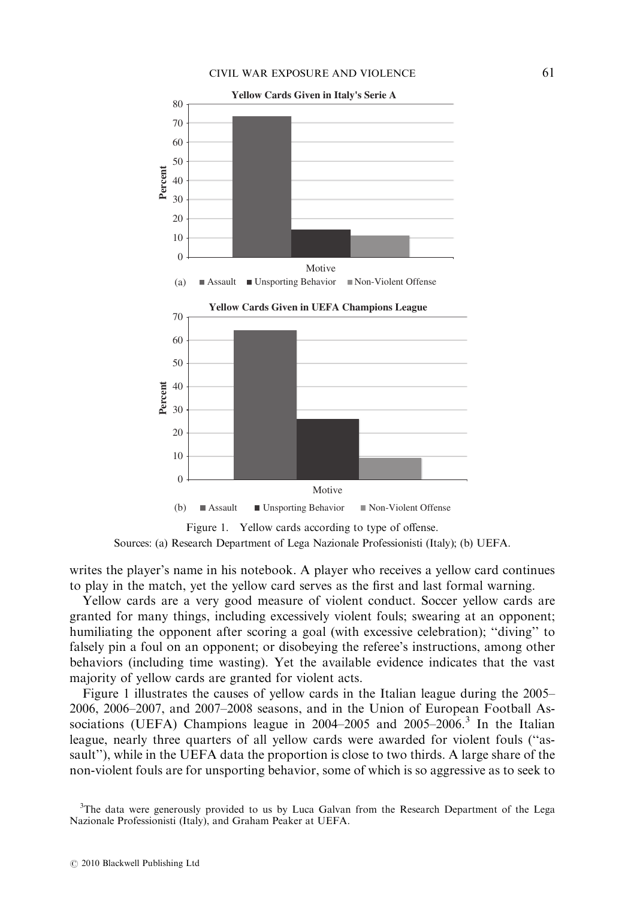Figure 1. Yellow cards according to type of offense.

Sources: (a) Research Department of Lega Nazionale Professionisti (Italy); (b) UEFA.

writes the player's name in his notebook. A player who receives a yellow card continues to play in the match, yet the yellow card serves as the first and last formal warning.

Yellow cards are a very good measure of violent conduct. Soccer yellow cards are granted for many things, including excessively violent fouls; swearing at an opponent; humiliating the opponent after scoring a goal (with excessive celebration); ''diving'' to falsely pin a foul on an opponent; or disobeying the referee's instructions, among other behaviors (including time wasting). Yet the available evidence indicates that the vast majority of yellow cards are granted for violent acts.

Figure 1 illustrates the causes of yellow cards in the Italian league during the 2005–2006, 2006–2007, and 2007–2008 seasons, and in the Union of European Football Associations (UEFA) Champions league in 2004–2005 and 2005–2006.[3] In the Italian league, nearly three quarters of all yellow cards were awarded for violent fouls (''assault''), while in the UEFA data the proportion is close to two thirds. A large share of the non-violent fouls are for unsporting behavior, some of which is so aggressive as to seek to

[3]The data were generously provided to us by Luca Galvan from the Research Department of the Lega Nazionale Professionisti (Italy), and Graham Peaker at UEFA.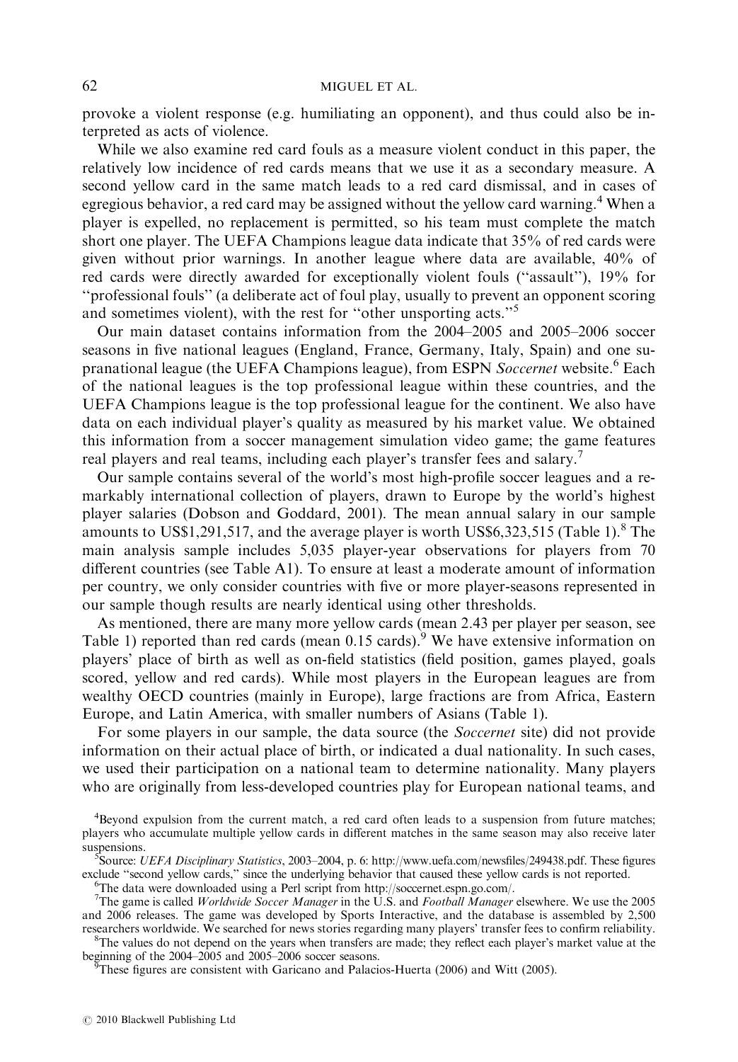provoke a violent response (e.g. humiliating an opponent), and thus could also be interpreted as acts of violence.

While we also examine red card fouls as a measure violent conduct in this paper, the relatively low incidence of red cards means that we use it as a secondary measure. A second yellow card in the same match leads to a red card dismissal, and in cases of egregious behavior, a red card may be assigned without the yellow card warning.[4] When a player is expelled, no replacement is permitted, so his team must complete the match short one player. The UEFA Champions league data indicate that 35% of red cards were given without prior warnings. In another league where data are available, 40% of red cards were directly awarded for exceptionally violent fouls (''assault''), 19% for ''professional fouls'' (a deliberate act of foul play, usually to prevent an opponent scoring and sometimes violent), with the rest for ''other unsporting acts.''[5]

Our main dataset contains information from the 2004–2005 and 2005–2006 soccer seasons in five national leagues (England, France, Germany, Italy, Spain) and one supranational league (the UEFA Champions league), from ESPN *Soccernet* website.[6] Each of the national leagues is the top professional league within these countries, and the UEFA Champions league is the top professional league for the continent. We also have data on each individual player's quality as measured by his market value. We obtained this information from a soccer management simulation video game; the game features real players and real teams, including each player's transfer fees and salary.[7]

Our sample contains several of the world's most high-profile soccer leagues and a remarkably international collection of players, drawn to Europe by the world's highest player salaries (Dobson and Goddard, 2001). The mean annual salary in our sample amounts to US$1,291,517, and the average player is worth US$6,323,515 (Table 1).[8] The main analysis sample includes 5,035 player-year observations for players from 70 different countries (see Table A1). To ensure at least a moderate amount of information per country, we only consider countries with five or more player-seasons represented in our sample though results are nearly identical using other thresholds.

As mentioned, there are many more yellow cards (mean 2.43 per player per season, see Table 1) reported than red cards (mean 0.15 cards).[9] We have extensive information on players' place of birth as well as on-field statistics (field position, games played, goals scored, yellow and red cards). While most players in the European leagues are from wealthy OECD countries (mainly in Europe), large fractions are from Africa, Eastern Europe, and Latin America, with smaller numbers of Asians (Table 1).

For some players in our sample, the data source (the *Soccernet* site) did not provide information on their actual place of birth, or indicated a dual nationality. In such cases, we used their participation on a national team to determine nationality. Many players who are originally from less-developed countries play for European national teams, and

[4]Beyond expulsion from the current match, a red card often leads to a suspension from future matches; players who accumulate multiple yellow cards in different matches in the same season may also receive later suspensions.

[5]Source: *UEFA Disciplinary Statistics*, 2003–2004, p. 6: http://www.uefa.com/newsfiles/249438.pdf. These figures exclude ''second yellow cards,'' since the underlying behavior that caused these yellow cards is not reported.

[6]The data were downloaded using a Perl script from http://soccernet.espn.go.com/.

[7]The game is called *Worldwide Soccer Manager* in the U.S. and *Football Manager* elsewhere. We use the 2005 and 2006 releases. The game was developed by Sports Interactive, and the database is assembled by 2,500 researchers worldwide. We searched for news stories regarding many players' transfer fees to confirm reliability.

[8]The values do not depend on the years when transfers are made; they reflect each player's market value at the beginning of the 2004–2005 and 2005–2006 soccer seasons.

[9]These figures are consistent with Garicano and Palacios-Huerta (2006) and Witt (2005).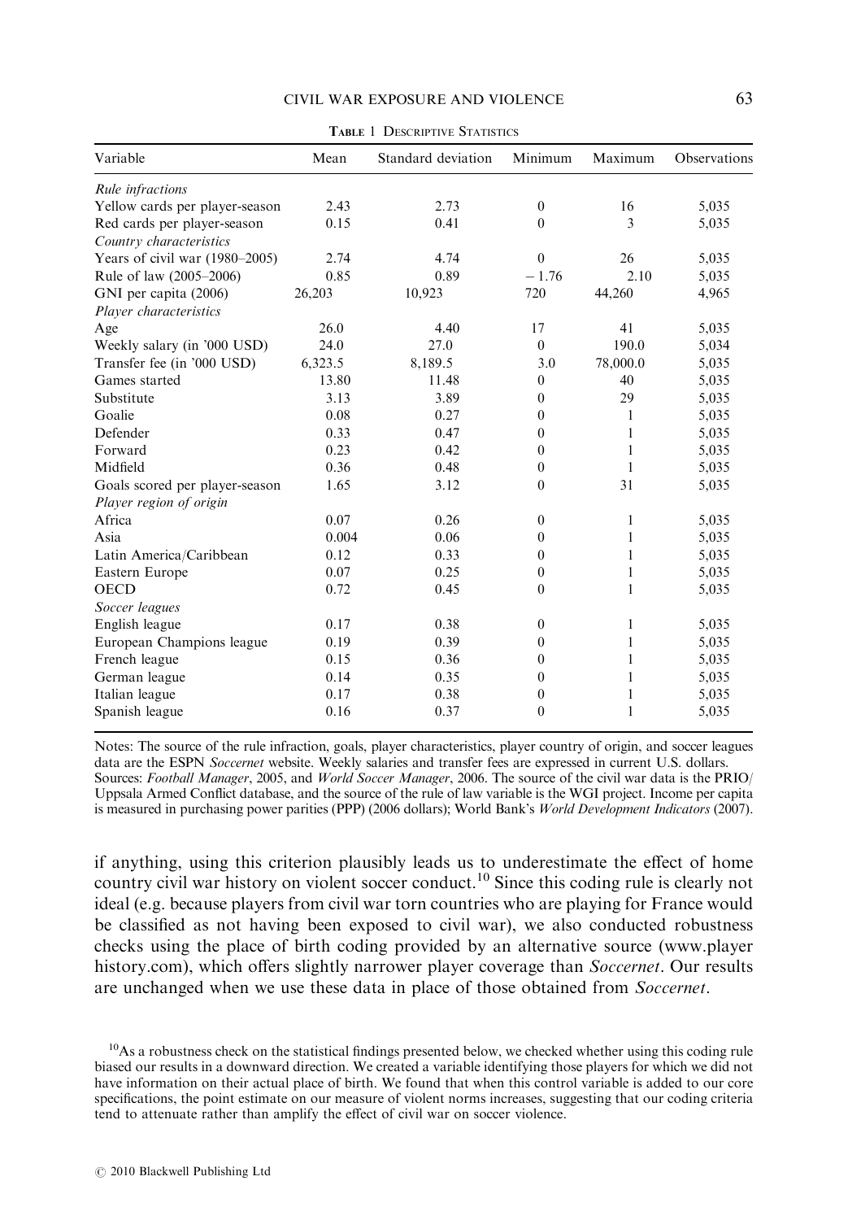TABLE 1 DESCRIPTIVE STATISTICS

| Variable | Mean | Standard deviation | Minimum | Maximum | Observations |
|---|---|---|---|---|---|
| *Rule infractions* | | | | | |
| Yellow cards per player-season | 2.43 | 2.73 | 0 | 16 | 5,035 |
| Red cards per player-season | 0.15 | 0.41 | 0 | 3 | 5,035 |
| *Country characteristics* | | | | | |
| Years of civil war (1980–2005) | 2.74 | 4.74 | 0 | 26 | 5,035 |
| Rule of law (2005–2006) | 0.85 | 0.89 | − 1.76 | 2.10 | 5,035 |
| GNI per capita (2006) | 26,203 | 10,923 | 720 | 44,260 | 4,965 |
| *Player characteristics* | | | | | |
| Age | 26.0 | 4.40 | 17 | 41 | 5,035 |
| Weekly salary (in '000 USD) | 24.0 | 27.0 | 0 | 190.0 | 5,034 |
| Transfer fee (in '000 USD) | 6,323.5 | 8,189.5 | 3.0 | 78,000.0 | 5,035 |
| Games started | 13.80 | 11.48 | 0 | 40 | 5,035 |
| Substitute | 3.13 | 3.89 | 0 | 29 | 5,035 |
| Goalie | 0.08 | 0.27 | 0 | 1 | 5,035 |
| Defender | 0.33 | 0.47 | 0 | 1 | 5,035 |
| Forward | 0.23 | 0.42 | 0 | 1 | 5,035 |
| Midfield | 0.36 | 0.48 | 0 | 1 | 5,035 |
| Goals scored per player-season | 1.65 | 3.12 | 0 | 31 | 5,035 |
| *Player region of origin* | | | | | |
| Africa | 0.07 | 0.26 | 0 | 1 | 5,035 |
| Asia | 0.004 | 0.06 | 0 | 1 | 5,035 |
| Latin America/Caribbean | 0.12 | 0.33 | 0 | 1 | 5,035 |
| Eastern Europe | 0.07 | 0.25 | 0 | 1 | 5,035 |
| OECD | 0.72 | 0.45 | 0 | 1 | 5,035 |
| *Soccer leagues* | | | | | |
| English league | 0.17 | 0.38 | 0 | 1 | 5,035 |
| European Champions league | 0.19 | 0.39 | 0 | 1 | 5,035 |
| French league | 0.15 | 0.36 | 0 | 1 | 5,035 |
| German league | 0.14 | 0.35 | 0 | 1 | 5,035 |
| Italian league | 0.17 | 0.38 | 0 | 1 | 5,035 |
| Spanish league | 0.16 | 0.37 | 0 | 1 | 5,035 |

Notes: The source of the rule infraction, goals, player characteristics, player country of origin, and soccer leagues data are the ESPN *Soccernet* website. Weekly salaries and transfer fees are expressed in current U.S. dollars. Sources: *Football Manager*, 2005, and *World Soccer Manager*, 2006. The source of the civil war data is the PRIO/Uppsala Armed Conflict database, and the source of the rule of law variable is the WGI project. Income per capita is measured in purchasing power parities (PPP) (2006 dollars); World Bank's *World Development Indicators* (2007).

if anything, using this criterion plausibly leads us to underestimate the effect of home country civil war history on violent soccer conduct.[10] Since this coding rule is clearly not ideal (e.g. because players from civil war torn countries who are playing for France would be classified as not having been exposed to civil war), we also conducted robustness checks using the place of birth coding provided by an alternative source (www.playerhistory.com), which offers slightly narrower player coverage than *Soccernet*. Our results are unchanged when we use these data in place of those obtained from *Soccernet*.

[10]As a robustness check on the statistical findings presented below, we checked whether using this coding rule biased our results in a downward direction. We created a variable identifying those players for which we did not have information on their actual place of birth. We found that when this control variable is added to our core specifications, the point estimate on our measure of violent norms increases, suggesting that our coding criteria tend to attenuate rather than amplify the effect of civil war on soccer violence.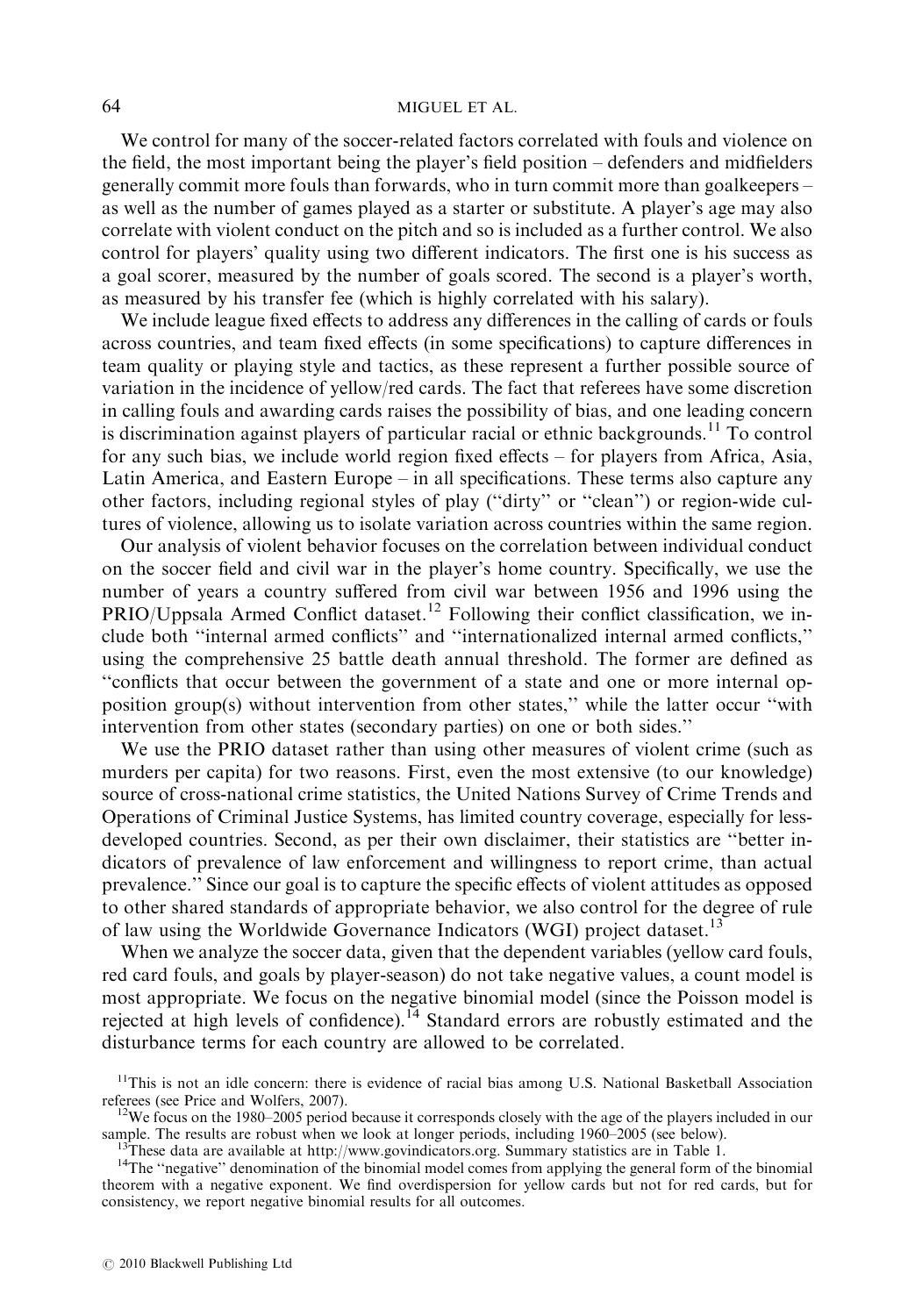We control for many of the soccer-related factors correlated with fouls and violence on the field, the most important being the player's field position – defenders and midfielders generally commit more fouls than forwards, who in turn commit more than goalkeepers – as well as the number of games played as a starter or substitute. A player's age may also correlate with violent conduct on the pitch and so is included as a further control. We also control for players' quality using two different indicators. The first one is his success as a goal scorer, measured by the number of goals scored. The second is a player's worth, as measured by his transfer fee (which is highly correlated with his salary).

We include league fixed effects to address any differences in the calling of cards or fouls across countries, and team fixed effects (in some specifications) to capture differences in team quality or playing style and tactics, as these represent a further possible source of variation in the incidence of yellow/red cards. The fact that referees have some discretion in calling fouls and awarding cards raises the possibility of bias, and one leading concern is discrimination against players of particular racial or ethnic backgrounds.[11] To control for any such bias, we include world region fixed effects – for players from Africa, Asia, Latin America, and Eastern Europe – in all specifications. These terms also capture any other factors, including regional styles of play ("dirty" or "clean") or region-wide cultures of violence, allowing us to isolate variation across countries within the same region.

Our analysis of violent behavior focuses on the correlation between individual conduct on the soccer field and civil war in the player's home country. Specifically, we use the number of years a country suffered from civil war between 1956 and 1996 using the PRIO/Uppsala Armed Conflict dataset.[12] Following their conflict classification, we include both "internal armed conflicts" and "internationalized internal armed conflicts," using the comprehensive 25 battle death annual threshold. The former are defined as "conflicts that occur between the government of a state and one or more internal opposition group(s) without intervention from other states," while the latter occur "with intervention from other states (secondary parties) on one or both sides."

We use the PRIO dataset rather than using other measures of violent crime (such as murders per capita) for two reasons. First, even the most extensive (to our knowledge) source of cross-national crime statistics, the United Nations Survey of Crime Trends and Operations of Criminal Justice Systems, has limited country coverage, especially for less-developed countries. Second, as per their own disclaimer, their statistics are "better indicators of prevalence of law enforcement and willingness to report crime, than actual prevalence." Since our goal is to capture the specific effects of violent attitudes as opposed to other shared standards of appropriate behavior, we also control for the degree of rule of law using the Worldwide Governance Indicators (WGI) project dataset.[13]

When we analyze the soccer data, given that the dependent variables (yellow card fouls, red card fouls, and goals by player-season) do not take negative values, a count model is most appropriate. We focus on the negative binomial model (since the Poisson model is rejected at high levels of confidence).[14] Standard errors are robustly estimated and the disturbance terms for each country are allowed to be correlated.

[11] This is not an idle concern: there is evidence of racial bias among U.S. National Basketball Association referees (see Price and Wolfers, 2007).

[12] We focus on the 1980–2005 period because it corresponds closely with the age of the players included in our sample. The results are robust when we look at longer periods, including 1960–2005 (see below).

[13] These data are available at http://www.govindicators.org. Summary statistics are in Table 1.

[14] The "negative" denomination of the binomial model comes from applying the general form of the binomial theorem with a negative exponent. We find overdispersion for yellow cards but not for red cards, but for consistency, we report negative binomial results for all outcomes.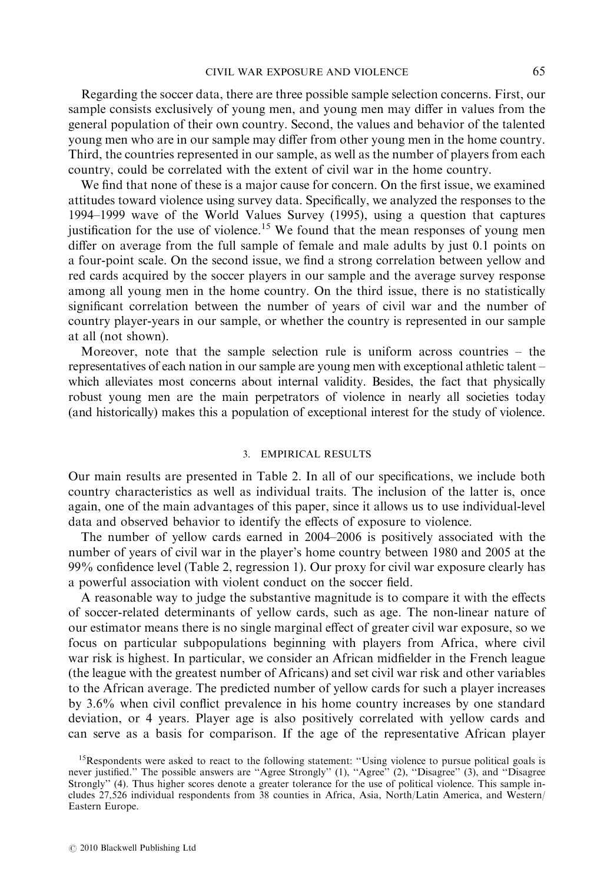Regarding the soccer data, there are three possible sample selection concerns. First, our sample consists exclusively of young men, and young men may differ in values from the general population of their own country. Second, the values and behavior of the talented young men who are in our sample may differ from other young men in the home country. Third, the countries represented in our sample, as well as the number of players from each country, could be correlated with the extent of civil war in the home country.

We find that none of these is a major cause for concern. On the first issue, we examined attitudes toward violence using survey data. Specifically, we analyzed the responses to the 1994–1999 wave of the World Values Survey (1995), using a question that captures justification for the use of violence.[15] We found that the mean responses of young men differ on average from the full sample of female and male adults by just 0.1 points on a four-point scale. On the second issue, we find a strong correlation between yellow and red cards acquired by the soccer players in our sample and the average survey response among all young men in the home country. On the third issue, there is no statistically significant correlation between the number of years of civil war and the number of country player-years in our sample, or whether the country is represented in our sample at all (not shown).

Moreover, note that the sample selection rule is uniform across countries – the representatives of each nation in our sample are young men with exceptional athletic talent – which alleviates most concerns about internal validity. Besides, the fact that physically robust young men are the main perpetrators of violence in nearly all societies today (and historically) makes this a population of exceptional interest for the study of violence.

## 3. EMPIRICAL RESULTS

Our main results are presented in Table 2. In all of our specifications, we include both country characteristics as well as individual traits. The inclusion of the latter is, once again, one of the main advantages of this paper, since it allows us to use individual-level data and observed behavior to identify the effects of exposure to violence.

The number of yellow cards earned in 2004–2006 is positively associated with the number of years of civil war in the player's home country between 1980 and 2005 at the 99% confidence level (Table 2, regression 1). Our proxy for civil war exposure clearly has a powerful association with violent conduct on the soccer field.

A reasonable way to judge the substantive magnitude is to compare it with the effects of soccer-related determinants of yellow cards, such as age. The non-linear nature of our estimator means there is no single marginal effect of greater civil war exposure, so we focus on particular subpopulations beginning with players from Africa, where civil war risk is highest. In particular, we consider an African midfielder in the French league (the league with the greatest number of Africans) and set civil war risk and other variables to the African average. The predicted number of yellow cards for such a player increases by 3.6% when civil conflict prevalence in his home country increases by one standard deviation, or 4 years. Player age is also positively correlated with yellow cards and can serve as a basis for comparison. If the age of the representative African player

[15] Respondents were asked to react to the following statement: "Using violence to pursue political goals is never justified." The possible answers are "Agree Strongly" (1), "Agree" (2), "Disagree" (3), and "Disagree Strongly" (4). Thus higher scores denote a greater tolerance for the use of political violence. This sample includes 27,526 individual respondents from 38 counties in Africa, Asia, North/Latin America, and Western/Eastern Europe.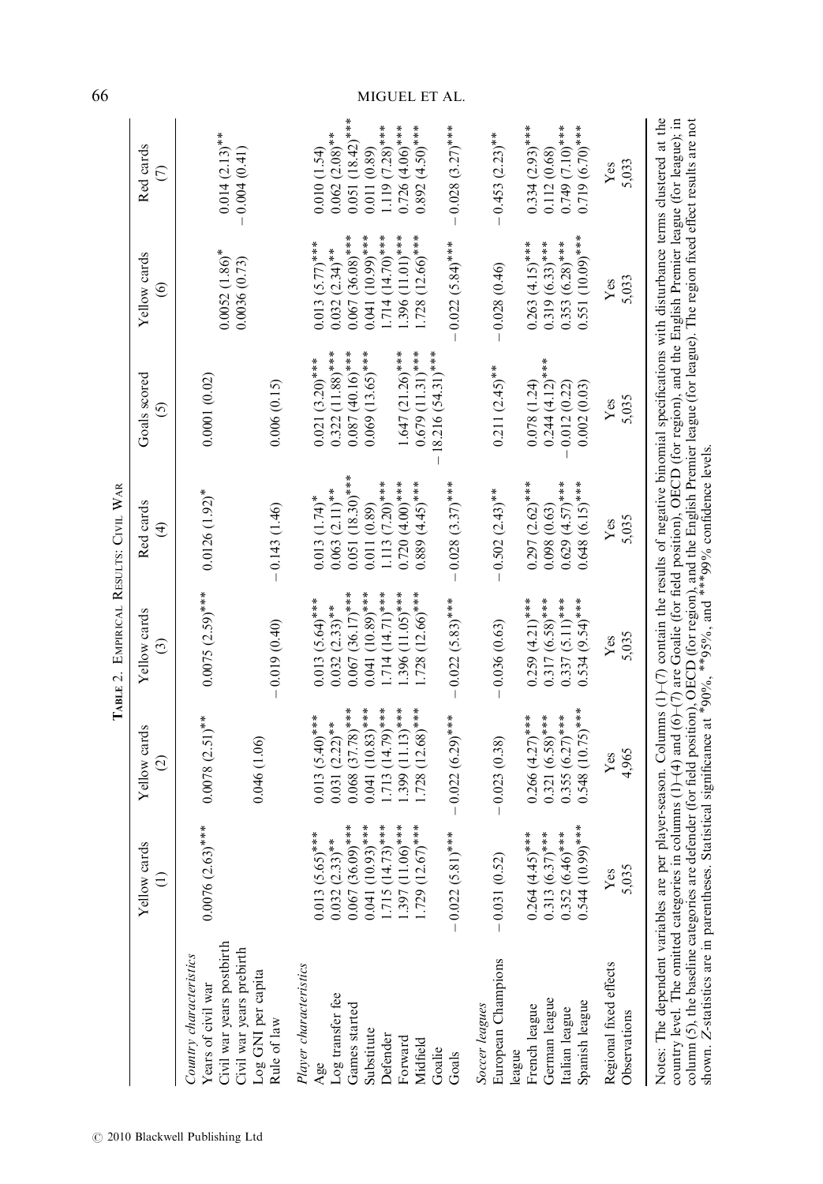**Table 2. Empirical Results: Civil War**

| | Yellow cards (1) | Yellow cards (2) | Yellow cards (3) | Red cards (4) | Goals scored (5) | Yellow cards (6) | Red cards (7) |
|---|---|---|---|---|---|---|---|
| *Country characteristics* | | | | | | | |
| Years of civil war | 0.0076 (2.63)*** | 0.0078 (2.51)** | 0.0075 (2.59)*** | 0.0126 (1.92)* | 0.0001 (0.02) | | |
| Civil war years postbirth | | | | | | 0.0052 (1.86)* | 0.014 (2.13)** |
| Civil war years prebirth | | | | | | 0.0036 (0.73) | −0.004 (0.41) |
| Log GNI per capita | | 0.046 (1.06) | | | | | |
| Rule of law | | | −0.019 (0.40) | −0.143 (1.46) | 0.006 (0.15) | | |
| *Player characteristics* | | | | | | | |
| Age | 0.013 (5.65)*** | 0.013 (5.40)*** | 0.013 (5.64)*** | 0.013 (1.74)* | 0.021 (3.20)*** | 0.013 (5.77)*** | 0.010 (1.54) |
| Log transfer fee | 0.032 (2.33)** | 0.031 (2.22)** | 0.032 (2.33)** | 0.063 (2.11)** | 0.322 (11.88)*** | 0.032 (2.34)** | 0.062 (2.08)** |
| Games started | 0.067 (36.09)*** | 0.068 (37.78)*** | 0.067 (36.17)*** | 0.051 (18.30)*** | 0.087 (40.16)*** | 0.067 (36.08)*** | 0.051 (18.42)*** |
| Substitute | 0.041 (10.93)*** | 0.041 (10.83)*** | 0.041 (10.89)*** | 0.011 (0.89) | 0.069 (13.65)*** | 0.041 (10.99)*** | 0.011 (0.89) |
| Defender | 1.715 (14.73)*** | 1.713 (14.79)*** | 1.714 (14.71)*** | 1.113 (7.20)*** | | 1.714 (14.70)*** | 1.119 (7.28)*** |
| Forward | 1.397 (11.06)*** | 1.399 (11.13)*** | 1.396 (11.05)*** | 0.720 (4.00)*** | 1.647 (21.26)*** | 1.396 (11.01)*** | 0.726 (4.06)*** |
| Midfield | 1.729 (12.67)*** | 1.728 (12.68)*** | 1.728 (12.66)*** | 0.889 (4.45)*** | 0.679 (11.31)*** | 1.728 (12.66)*** | 0.892 (4.50)*** |
| Goalie | | | | | −18.216 (54.31)*** | | |
| Goals | −0.022 (5.81)*** | −0.022 (6.29)*** | −0.022 (5.83)*** | −0.028 (3.37)*** | | −0.022 (5.84)*** | −0.028 (3.27)*** |
| *Soccer leagues* | | | | | | | |
| European Champions league | −0.031 (0.52) | −0.023 (0.38) | −0.036 (0.63) | −0.502 (2.43)** | 0.211 (2.45)** | −0.028 (0.46) | −0.453 (2.23)** |
| French league | 0.264 (4.45)*** | 0.266 (4.27)*** | 0.259 (4.21)*** | 0.297 (2.62)*** | 0.078 (1.24) | 0.263 (4.15)*** | 0.334 (2.93)*** |
| German league | 0.313 (6.37)*** | 0.321 (6.58)*** | 0.317 (6.58)*** | 0.098 (0.63) | 0.244 (4.12)*** | 0.319 (6.33)*** | 0.112 (0.68) |
| Italian league | 0.352 (6.46)*** | 0.355 (6.27)*** | 0.337 (5.11)*** | 0.629 (4.57)*** | −0.012 (0.22) | 0.353 (6.28)*** | 0.749 (7.10)*** |
| Spanish league | 0.544 (10.99)*** | 0.548 (10.75)*** | 0.534 (9.54)*** | 0.648 (6.15)*** | 0.002 (0.03) | 0.551 (10.09)*** | 0.719 (6.70)*** |
| Regional fixed effects | Yes | Yes | Yes | Yes | Yes | Yes | Yes |
| Observations | 5,035 | 4,965 | 5,035 | 5,035 | 5,035 | 5,033 | 5,033 |

Notes: The dependent variables are per player-season. Columns (1)–(7) contain the results of negative binomial specifications with disturbance terms clustered at the country level. The omitted categories in columns (1)–(4) and (6)–(7) are Goalie (for field position), OECD (for region), and the English Premier league (for league); in column (5), the baseline categories are defender (for field position), OECD (for region), and the English Premier league (for league). The region fixed effect results are not shown. Z-statistics are in parentheses. Statistical significance at *90%, **95%, and ***99% confidence levels.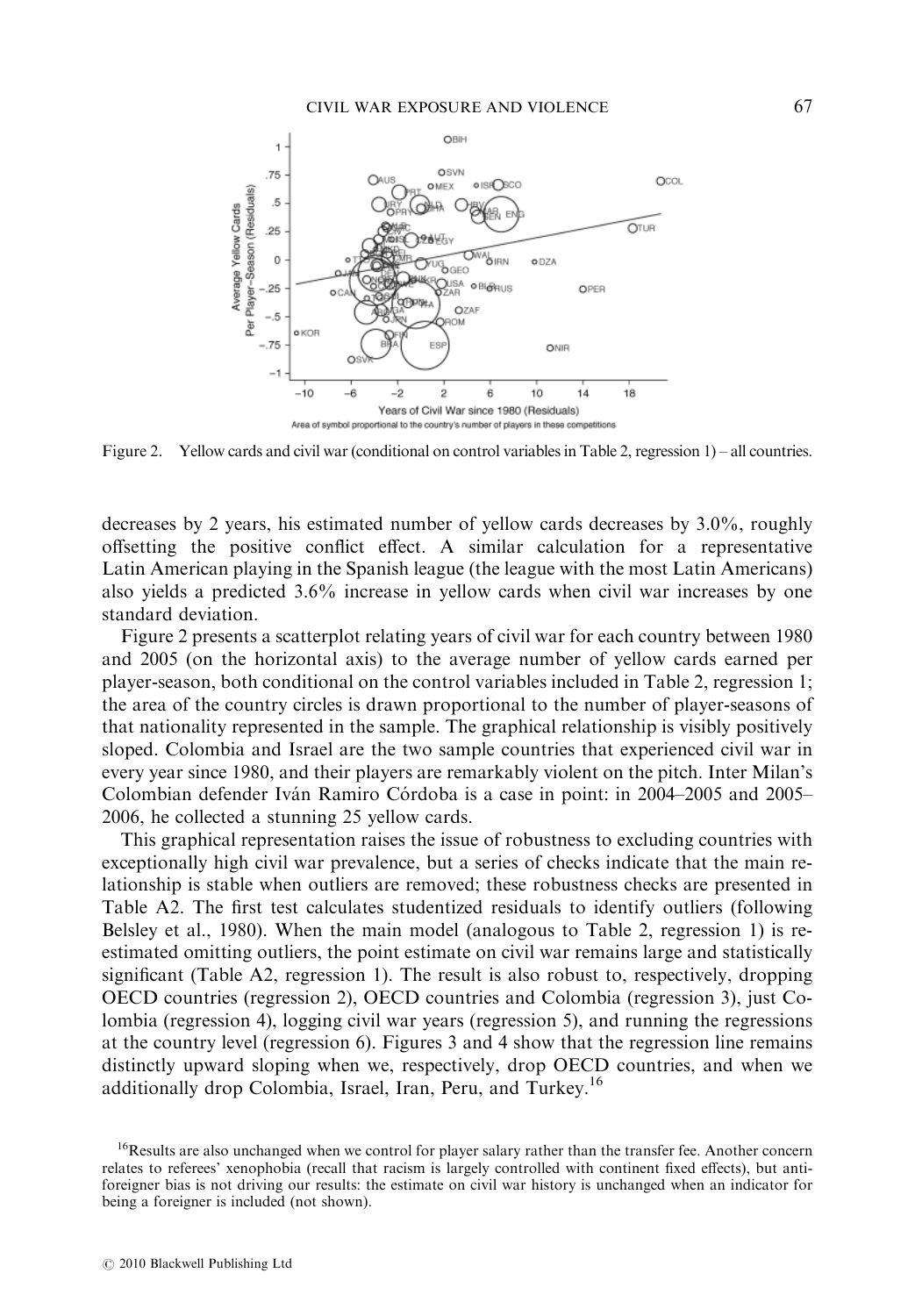Figure 2. Yellow cards and civil war (conditional on control variables in Table 2, regression 1) – all countries.

decreases by 2 years, his estimated number of yellow cards decreases by 3.0%, roughly offsetting the positive conflict effect. A similar calculation for a representative Latin American playing in the Spanish league (the league with the most Latin Americans) also yields a predicted 3.6% increase in yellow cards when civil war increases by one standard deviation.

Figure 2 presents a scatterplot relating years of civil war for each country between 1980 and 2005 (on the horizontal axis) to the average number of yellow cards earned per player-season, both conditional on the control variables included in Table 2, regression 1; the area of the country circles is drawn proportional to the number of player-seasons of that nationality represented in the sample. The graphical relationship is visibly positively sloped. Colombia and Israel are the two sample countries that experienced civil war in every year since 1980, and their players are remarkably violent on the pitch. Inter Milan's Colombian defender Iván Ramiro Córdoba is a case in point: in 2004–2005 and 2005–2006, he collected a stunning 25 yellow cards.

This graphical representation raises the issue of robustness to excluding countries with exceptionally high civil war prevalence, but a series of checks indicate that the main relationship is stable when outliers are removed; these robustness checks are presented in Table A2. The first test calculates studentized residuals to identify outliers (following Belsley et al., 1980). When the main model (analogous to Table 2, regression 1) is re-estimated omitting outliers, the point estimate on civil war remains large and statistically significant (Table A2, regression 1). The result is also robust to, respectively, dropping OECD countries (regression 2), OECD countries and Colombia (regression 3), just Colombia (regression 4), logging civil war years (regression 5), and running the regressions at the country level (regression 6). Figures 3 and 4 show that the regression line remains distinctly upward sloping when we, respectively, drop OECD countries, and when we additionally drop Colombia, Israel, Iran, Peru, and Turkey.[16]

[16]Results are also unchanged when we control for player salary rather than the transfer fee. Another concern relates to referees' xenophobia (recall that racism is largely controlled with continent fixed effects), but anti-foreigner bias is not driving our results: the estimate on civil war history is unchanged when an indicator for being a foreigner is included (not shown).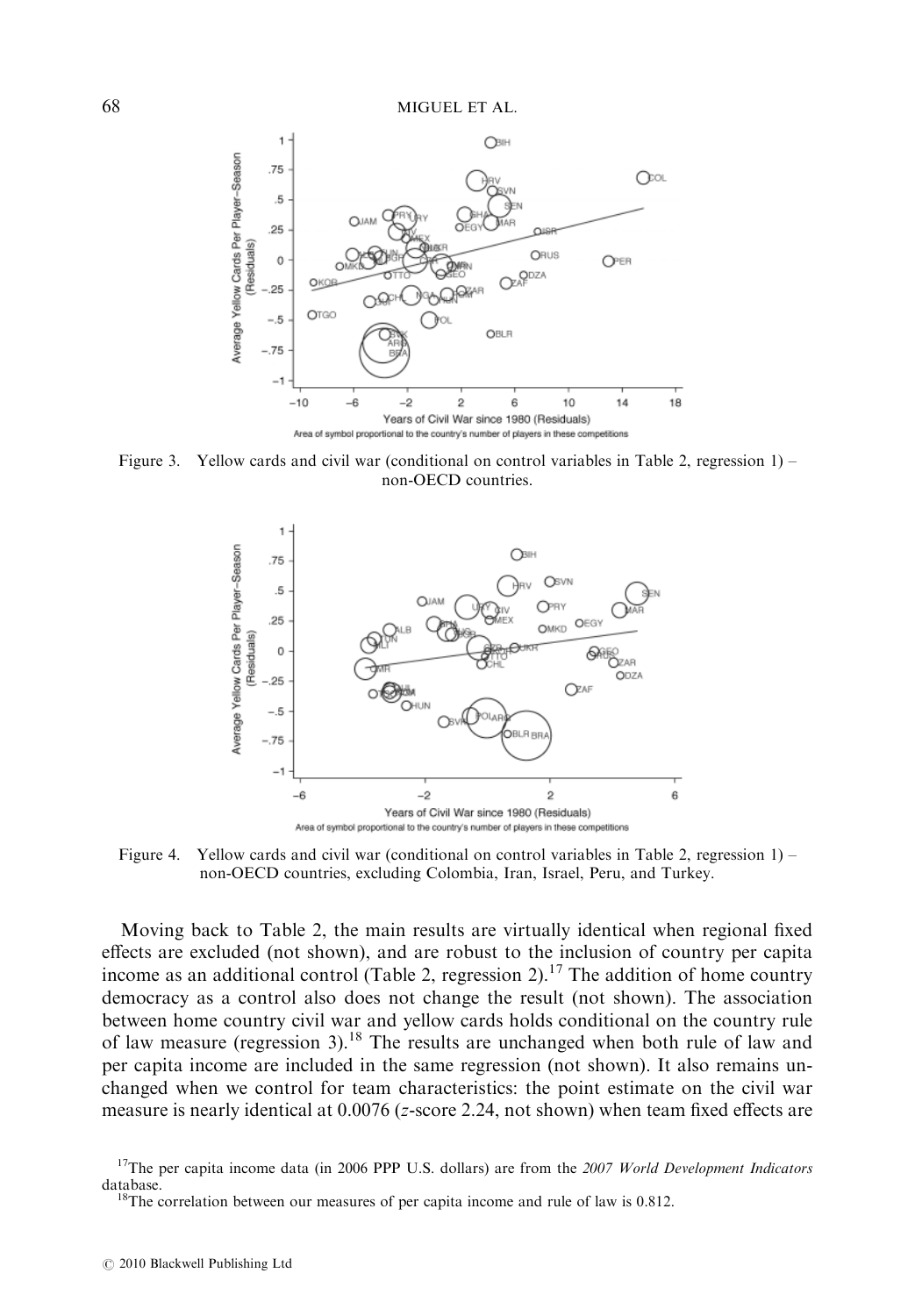Figure 3. Yellow cards and civil war (conditional on control variables in Table 2, regression 1) – non-OECD countries.

Figure 4. Yellow cards and civil war (conditional on control variables in Table 2, regression 1) – non-OECD countries, excluding Colombia, Iran, Israel, Peru, and Turkey.

Moving back to Table 2, the main results are virtually identical when regional fixed effects are excluded (not shown), and are robust to the inclusion of country per capita income as an additional control (Table 2, regression 2).[17] The addition of home country democracy as a control also does not change the result (not shown). The association between home country civil war and yellow cards holds conditional on the country rule of law measure (regression 3).[18] The results are unchanged when both rule of law and per capita income are included in the same regression (not shown). It also remains unchanged when we control for team characteristics: the point estimate on the civil war measure is nearly identical at 0.0076 ($z$-score 2.24, not shown) when team fixed effects are

[17] The per capita income data (in 2006 PPP U.S. dollars) are from the *2007 World Development Indicators* database.

[18] The correlation between our measures of per capita income and rule of law is 0.812.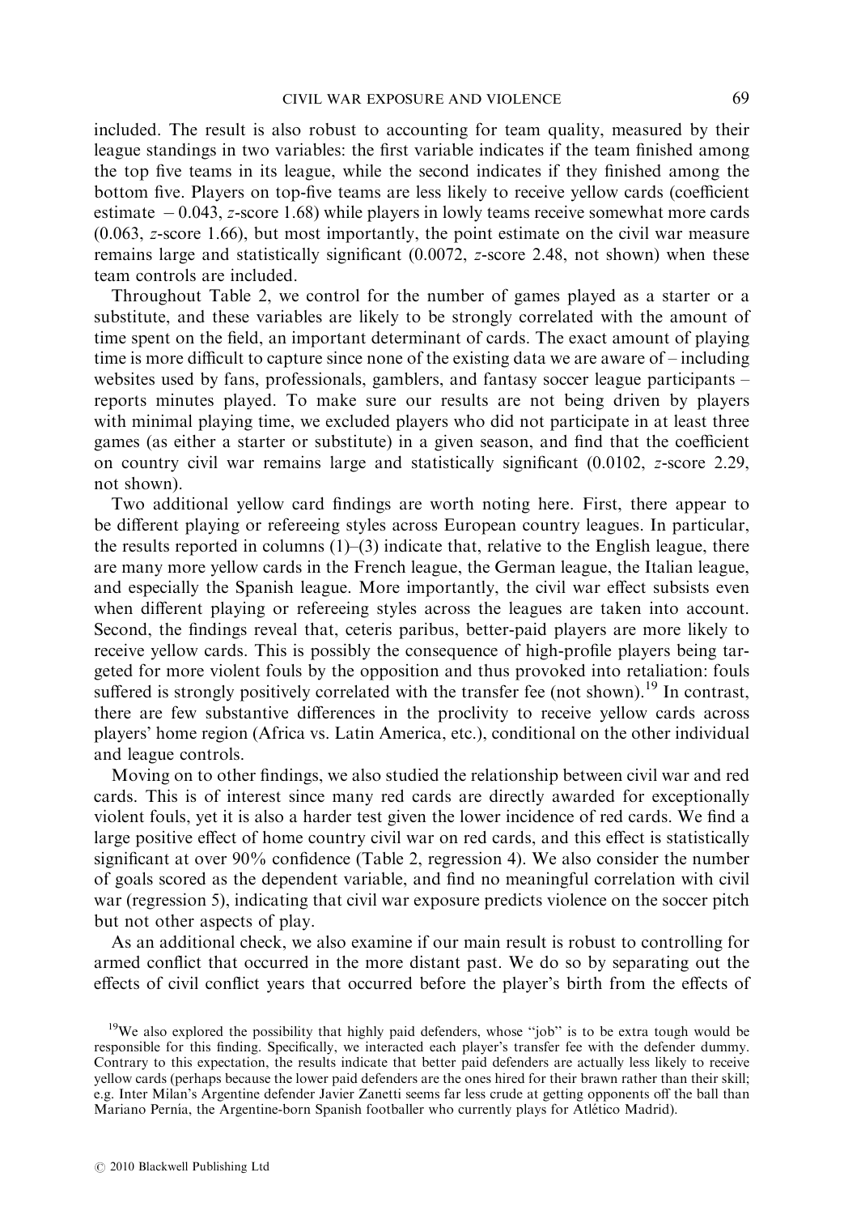included. The result is also robust to accounting for team quality, measured by their league standings in two variables: the first variable indicates if the team finished among the top five teams in its league, while the second indicates if they finished among the bottom five. Players on top-five teams are less likely to receive yellow cards (coefficient estimate $-0.043$, $z$-score 1.68) while players in lowly teams receive somewhat more cards (0.063, $z$-score 1.66), but most importantly, the point estimate on the civil war measure remains large and statistically significant (0.0072, $z$-score 2.48, not shown) when these team controls are included.

Throughout Table 2, we control for the number of games played as a starter or a substitute, and these variables are likely to be strongly correlated with the amount of time spent on the field, an important determinant of cards. The exact amount of playing time is more difficult to capture since none of the existing data we are aware of – including websites used by fans, professionals, gamblers, and fantasy soccer league participants – reports minutes played. To make sure our results are not being driven by players with minimal playing time, we excluded players who did not participate in at least three games (as either a starter or substitute) in a given season, and find that the coefficient on country civil war remains large and statistically significant (0.0102, $z$-score 2.29, not shown).

Two additional yellow card findings are worth noting here. First, there appear to be different playing or refereeing styles across European country leagues. In particular, the results reported in columns (1)–(3) indicate that, relative to the English league, there are many more yellow cards in the French league, the German league, the Italian league, and especially the Spanish league. More importantly, the civil war effect subsists even when different playing or refereeing styles across the leagues are taken into account. Second, the findings reveal that, ceteris paribus, better-paid players are more likely to receive yellow cards. This is possibly the consequence of high-profile players being targeted for more violent fouls by the opposition and thus provoked into retaliation: fouls suffered is strongly positively correlated with the transfer fee (not shown).[19] In contrast, there are few substantive differences in the proclivity to receive yellow cards across players' home region (Africa vs. Latin America, etc.), conditional on the other individual and league controls.

Moving on to other findings, we also studied the relationship between civil war and red cards. This is of interest since many red cards are directly awarded for exceptionally violent fouls, yet it is also a harder test given the lower incidence of red cards. We find a large positive effect of home country civil war on red cards, and this effect is statistically significant at over 90% confidence (Table 2, regression 4). We also consider the number of goals scored as the dependent variable, and find no meaningful correlation with civil war (regression 5), indicating that civil war exposure predicts violence on the soccer pitch but not other aspects of play.

As an additional check, we also examine if our main result is robust to controlling for armed conflict that occurred in the more distant past. We do so by separating out the effects of civil conflict years that occurred before the player's birth from the effects of

[19]We also explored the possibility that highly paid defenders, whose "job" is to be extra tough would be responsible for this finding. Specifically, we interacted each player's transfer fee with the defender dummy. Contrary to this expectation, the results indicate that better paid defenders are actually less likely to receive yellow cards (perhaps because the lower paid defenders are the ones hired for their brawn rather than their skill; e.g. Inter Milan's Argentine defender Javier Zanetti seems far less crude at getting opponents off the ball than Mariano Pernía, the Argentine-born Spanish footballer who currently plays for Atlético Madrid).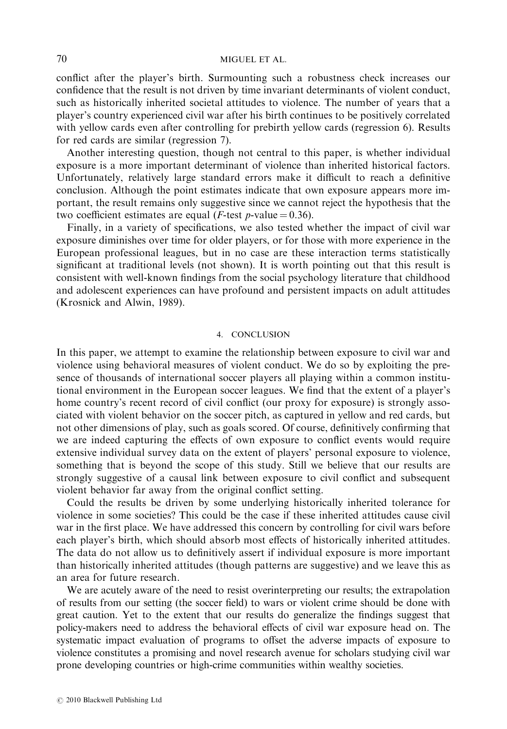conflict after the player's birth. Surmounting such a robustness check increases our confidence that the result is not driven by time invariant determinants of violent conduct, such as historically inherited societal attitudes to violence. The number of years that a player's country experienced civil war after his birth continues to be positively correlated with yellow cards even after controlling for prebirth yellow cards (regression 6). Results for red cards are similar (regression 7).

Another interesting question, though not central to this paper, is whether individual exposure is a more important determinant of violence than inherited historical factors. Unfortunately, relatively large standard errors make it difficult to reach a definitive conclusion. Although the point estimates indicate that own exposure appears more important, the result remains only suggestive since we cannot reject the hypothesis that the two coefficient estimates are equal (*F*-test *p*-value = 0.36).

Finally, in a variety of specifications, we also tested whether the impact of civil war exposure diminishes over time for older players, or for those with more experience in the European professional leagues, but in no case are these interaction terms statistically significant at traditional levels (not shown). It is worth pointing out that this result is consistent with well-known findings from the social psychology literature that childhood and adolescent experiences can have profound and persistent impacts on adult attitudes (Krosnick and Alwin, 1989).

## 4. CONCLUSION

In this paper, we attempt to examine the relationship between exposure to civil war and violence using behavioral measures of violent conduct. We do so by exploiting the presence of thousands of international soccer players all playing within a common institutional environment in the European soccer leagues. We find that the extent of a player's home country's recent record of civil conflict (our proxy for exposure) is strongly associated with violent behavior on the soccer pitch, as captured in yellow and red cards, but not other dimensions of play, such as goals scored. Of course, definitively confirming that we are indeed capturing the effects of own exposure to conflict events would require extensive individual survey data on the extent of players' personal exposure to violence, something that is beyond the scope of this study. Still we believe that our results are strongly suggestive of a causal link between exposure to civil conflict and subsequent violent behavior far away from the original conflict setting.

Could the results be driven by some underlying historically inherited tolerance for violence in some societies? This could be the case if these inherited attitudes cause civil war in the first place. We have addressed this concern by controlling for civil wars before each player's birth, which should absorb most effects of historically inherited attitudes. The data do not allow us to definitively assert if individual exposure is more important than historically inherited attitudes (though patterns are suggestive) and we leave this as an area for future research.

We are acutely aware of the need to resist overinterpreting our results; the extrapolation of results from our setting (the soccer field) to wars or violent crime should be done with great caution. Yet to the extent that our results do generalize the findings suggest that policy-makers need to address the behavioral effects of civil war exposure head on. The systematic impact evaluation of programs to offset the adverse impacts of exposure to violence constitutes a promising and novel research avenue for scholars studying civil war prone developing countries or high-crime communities within wealthy societies.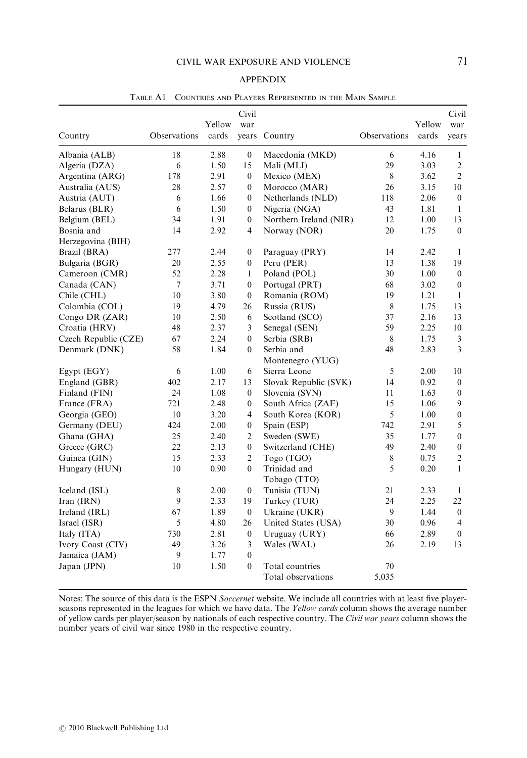## APPENDIX

TABLE A1 COUNTRIES AND PLAYERS REPRESENTED IN THE MAIN SAMPLE

| Country | Observations | Yellow cards | Civil war years | Country | Observations | Yellow cards | Civil war years |
|---|---|---|---|---|---|---|---|
| Albania (ALB) | 18 | 2.88 | 0 | Macedonia (MKD) | 6 | 4.16 | 1 |
| Algeria (DZA) | 6 | 1.50 | 15 | Mali (MLI) | 29 | 3.03 | 2 |
| Argentina (ARG) | 178 | 2.91 | 0 | Mexico (MEX) | 8 | 3.62 | 2 |
| Australia (AUS) | 28 | 2.57 | 0 | Morocco (MAR) | 26 | 3.15 | 10 |
| Austria (AUT) | 6 | 1.66 | 0 | Netherlands (NLD) | 118 | 2.06 | 0 |
| Belarus (BLR) | 6 | 1.50 | 0 | Nigeria (NGA) | 43 | 1.81 | 1 |
| Belgium (BEL) | 34 | 1.91 | 0 | Northern Ireland (NIR) | 12 | 1.00 | 13 |
| Bosnia and Herzegovina (BIH) | 14 | 2.92 | 4 | Norway (NOR) | 20 | 1.75 | 0 |
| Brazil (BRA) | 277 | 2.44 | 0 | Paraguay (PRY) | 14 | 2.42 | 1 |
| Bulgaria (BGR) | 20 | 2.55 | 0 | Peru (PER) | 13 | 1.38 | 19 |
| Cameroon (CMR) | 52 | 2.28 | 1 | Poland (POL) | 30 | 1.00 | 0 |
| Canada (CAN) | 7 | 3.71 | 0 | Portugal (PRT) | 68 | 3.02 | 0 |
| Chile (CHL) | 10 | 3.80 | 0 | Romania (ROM) | 19 | 1.21 | 1 |
| Colombia (COL) | 19 | 4.79 | 26 | Russia (RUS) | 8 | 1.75 | 13 |
| Congo DR (ZAR) | 10 | 2.50 | 6 | Scotland (SCO) | 37 | 2.16 | 13 |
| Croatia (HRV) | 48 | 2.37 | 3 | Senegal (SEN) | 59 | 2.25 | 10 |
| Czech Republic (CZE) | 67 | 2.24 | 0 | Serbia (SRB) | 8 | 1.75 | 3 |
| Denmark (DNK) | 58 | 1.84 | 0 | Serbia and Montenegro (YUG) | 48 | 2.83 | 3 |
| Egypt (EGY) | 6 | 1.00 | 6 | Sierra Leone | 5 | 2.00 | 10 |
| England (GBR) | 402 | 2.17 | 13 | Slovak Republic (SVK) | 14 | 0.92 | 0 |
| Finland (FIN) | 24 | 1.08 | 0 | Slovenia (SVN) | 11 | 1.63 | 0 |
| France (FRA) | 721 | 2.48 | 0 | South Africa (ZAF) | 15 | 1.06 | 9 |
| Georgia (GEO) | 10 | 3.20 | 4 | South Korea (KOR) | 5 | 1.00 | 0 |
| Germany (DEU) | 424 | 2.00 | 0 | Spain (ESP) | 742 | 2.91 | 5 |
| Ghana (GHA) | 25 | 2.40 | 2 | Sweden (SWE) | 35 | 1.77 | 0 |
| Greece (GRC) | 22 | 2.13 | 0 | Switzerland (CHE) | 49 | 2.40 | 0 |
| Guinea (GIN) | 15 | 2.33 | 2 | Togo (TGO) | 8 | 0.75 | 2 |
| Hungary (HUN) | 10 | 0.90 | 0 | Trinidad and Tobago (TTO) | 5 | 0.20 | 1 |
| Iceland (ISL) | 8 | 2.00 | 0 | Tunisia (TUN) | 21 | 2.33 | 1 |
| Iran (IRN) | 9 | 2.33 | 19 | Turkey (TUR) | 24 | 2.25 | 22 |
| Ireland (IRL) | 67 | 1.89 | 0 | Ukraine (UKR) | 9 | 1.44 | 0 |
| Israel (ISR) | 5 | 4.80 | 26 | United States (USA) | 30 | 0.96 | 4 |
| Italy (ITA) | 730 | 2.81 | 0 | Uruguay (URY) | 66 | 2.89 | 0 |
| Ivory Coast (CIV) | 49 | 3.26 | 3 | Wales (WAL) | 26 | 2.19 | 13 |
| Jamaica (JAM) | 9 | 1.77 | 0 | | | | |
| Japan (JPN) | 10 | 1.50 | 0 | Total countries | 70 | | |
| | | | | Total observations | 5,035 | | |

Notes: The source of this data is the ESPN *Soccernet* website. We include all countries with at least five player-seasons represented in the leagues for which we have data. The *Yellow cards* column shows the average number of yellow cards per player/season by nationals of each respective country. The *Civil war years* column shows the number years of civil war since 1980 in the respective country.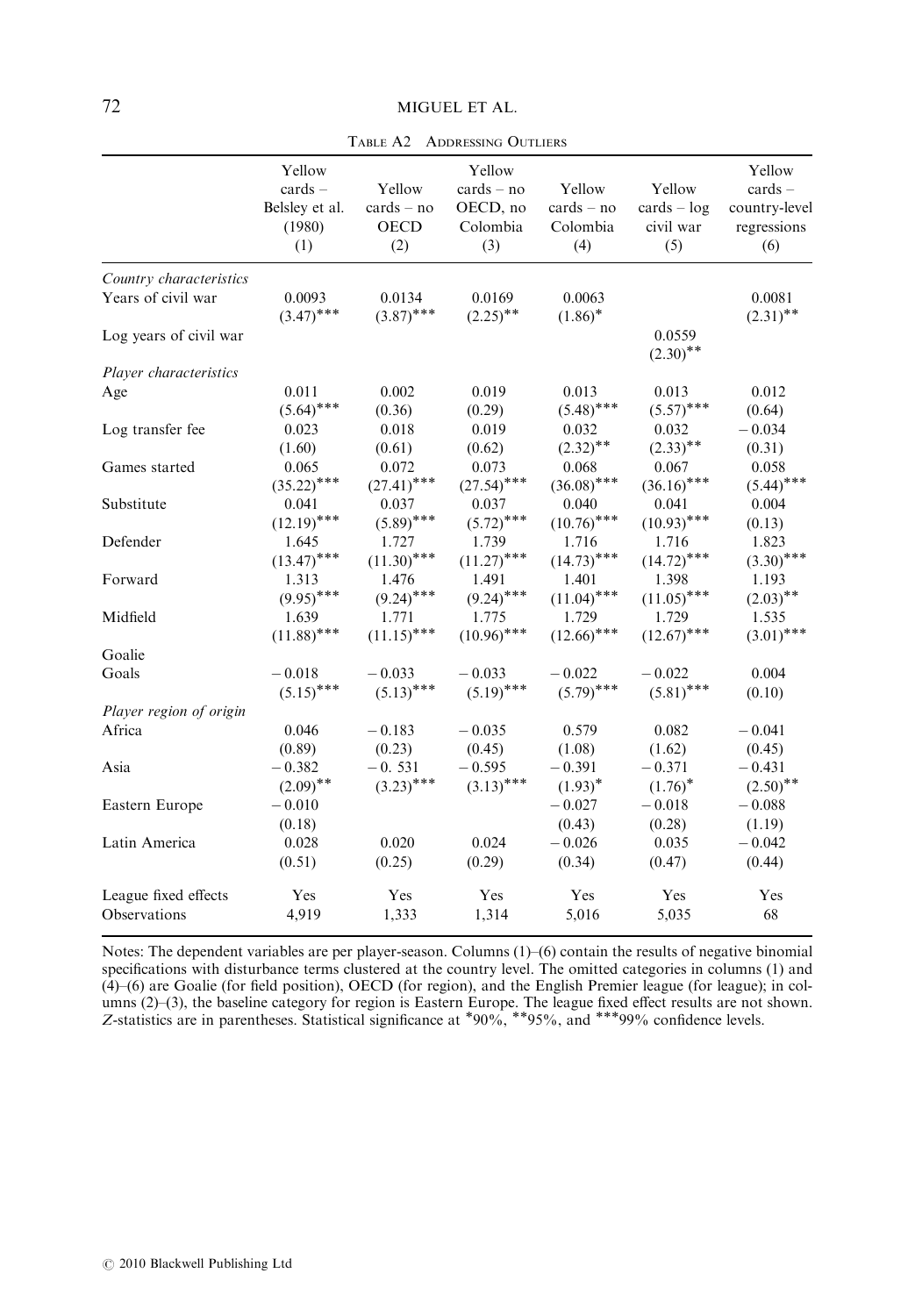Table A2 Addressing Outliers

| | Yellow cards – Belsley et al. (1980) (1) | Yellow cards – no OECD (2) | Yellow cards – no OECD, no Colombia (3) | Yellow cards – no Colombia (4) | Yellow cards – log civil war (5) | Yellow cards – country-level regressions (6) |
|---|---|---|---|---|---|---|
| *Country characteristics* | | | | | | |
| Years of civil war | 0.0093 | 0.0134 | 0.0169 | 0.0063 | | 0.0081 |
| | (3.47)*** | (3.87)*** | (2.25)** | (1.86)* | | (2.31)** |
| Log years of civil war | | | | | 0.0559 | |
| | | | | | (2.30)** | |
| *Player characteristics* | | | | | | |
| Age | 0.011 | 0.002 | 0.019 | 0.013 | 0.013 | 0.012 |
| | (5.64)*** | (0.36) | (0.29) | (5.48)*** | (5.57)*** | (0.64) |
| Log transfer fee | 0.023 | 0.018 | 0.019 | 0.032 | 0.032 | −0.034 |
| | (1.60) | (0.61) | (0.62) | (2.32)** | (2.33)** | (0.31) |
| Games started | 0.065 | 0.072 | 0.073 | 0.068 | 0.067 | 0.058 |
| | (35.22)*** | (27.41)*** | (27.54)*** | (36.08)*** | (36.16)*** | (5.44)*** |
| Substitute | 0.041 | 0.037 | 0.037 | 0.040 | 0.041 | 0.004 |
| | (12.19)*** | (5.89)*** | (5.72)*** | (10.76)*** | (10.93)*** | (0.13) |
| Defender | 1.645 | 1.727 | 1.739 | 1.716 | 1.716 | 1.823 |
| | (13.47)*** | (11.30)*** | (11.27)*** | (14.73)*** | (14.72)*** | (3.30)*** |
| Forward | 1.313 | 1.476 | 1.491 | 1.401 | 1.398 | 1.193 |
| | (9.95)*** | (9.24)*** | (9.24)*** | (11.04)*** | (11.05)*** | (2.03)** |
| Midfield | 1.639 | 1.771 | 1.775 | 1.729 | 1.729 | 1.535 |
| | (11.88)*** | (11.15)*** | (10.96)*** | (12.66)*** | (12.67)*** | (3.01)*** |
| Goalie | | | | | | |
| Goals | −0.018 | −0.033 | −0.033 | −0.022 | −0.022 | 0.004 |
| | (5.15)*** | (5.13)*** | (5.19)*** | (5.79)*** | (5.81)*** | (0.10) |
| *Player region of origin* | | | | | | |
| Africa | 0.046 | −0.183 | −0.035 | 0.579 | 0.082 | −0.041 |
| | (0.89) | (0.23) | (0.45) | (1.08) | (1.62) | (0.45) |
| Asia | −0.382 | −0. 531 | −0.595 | −0.391 | −0.371 | −0.431 |
| | (2.09)** | (3.23)*** | (3.13)*** | (1.93)* | (1.76)* | (2.50)** |
| Eastern Europe | −0.010 | | | −0.027 | −0.018 | −0.088 |
| | (0.18) | | | (0.43) | (0.28) | (1.19) |
| Latin America | 0.028 | 0.020 | 0.024 | −0.026 | 0.035 | −0.042 |
| | (0.51) | (0.25) | (0.29) | (0.34) | (0.47) | (0.44) |
| League fixed effects | Yes | Yes | Yes | Yes | Yes | Yes |
| Observations | 4,919 | 1,333 | 1,314 | 5,016 | 5,035 | 68 |

Notes: The dependent variables are per player-season. Columns (1)–(6) contain the results of negative binomial specifications with disturbance terms clustered at the country level. The omitted categories in columns (1) and (4)–(6) are Goalie (for field position), OECD (for region), and the English Premier league (for league); in columns (2)–(3), the baseline category for region is Eastern Europe. The league fixed effect results are not shown. Z-statistics are in parentheses. Statistical significance at *90%, **95%, and ***99% confidence levels.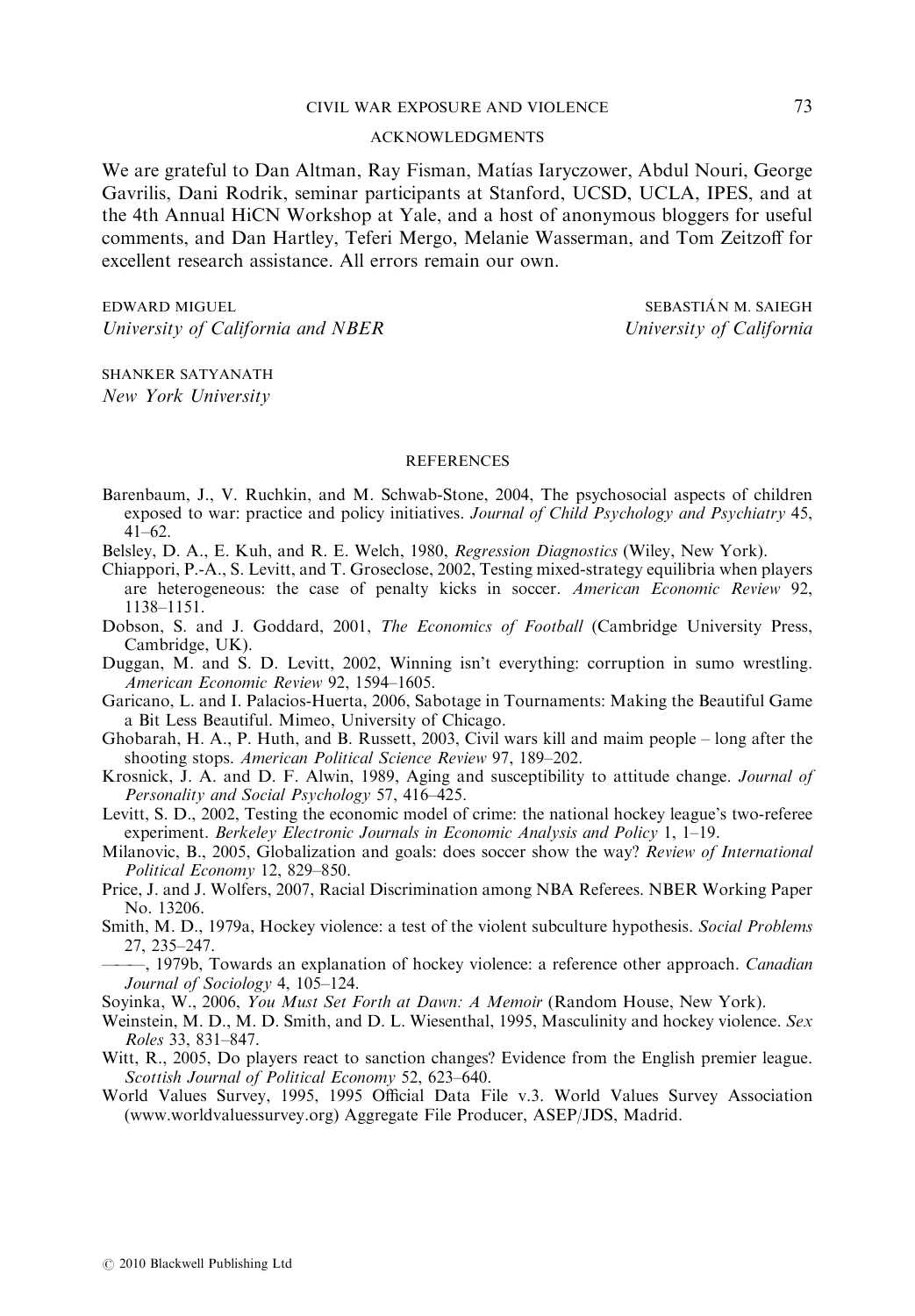## ACKNOWLEDGMENTS

We are grateful to Dan Altman, Ray Fisman, Matías Iaryczower, Abdul Nouri, George Gavrilis, Dani Rodrik, seminar participants at Stanford, UCSD, UCLA, IPES, and at the 4th Annual HiCN Workshop at Yale, and a host of anonymous bloggers for useful comments, and Dan Hartley, Teferi Mergo, Melanie Wasserman, and Tom Zeitzoff for excellent research assistance. All errors remain our own.

EDWARD MIGUEL
*University of California and NBER*

SEBASTIÁN M. SAIEGH
*University of California*

SHANKER SATYANATH
*New York University*

## REFERENCES

Barenbaum, J., V. Ruchkin, and M. Schwab-Stone, 2004, The psychosocial aspects of children exposed to war: practice and policy initiatives. *Journal of Child Psychology and Psychiatry* 45, 41–62.

Belsley, D. A., E. Kuh, and R. E. Welch, 1980, *Regression Diagnostics* (Wiley, New York).

Chiappori, P.-A., S. Levitt, and T. Groseclose, 2002, Testing mixed-strategy equilibria when players are heterogeneous: the case of penalty kicks in soccer. *American Economic Review* 92, 1138–1151.

Dobson, S. and J. Goddard, 2001, *The Economics of Football* (Cambridge University Press, Cambridge, UK).

Duggan, M. and S. D. Levitt, 2002, Winning isn't everything: corruption in sumo wrestling. *American Economic Review* 92, 1594–1605.

Garicano, L. and I. Palacios-Huerta, 2006, Sabotage in Tournaments: Making the Beautiful Game a Bit Less Beautiful. Mimeo, University of Chicago.

Ghobarah, H. A., P. Huth, and B. Russett, 2003, Civil wars kill and maim people – long after the shooting stops. *American Political Science Review* 97, 189–202.

Krosnick, J. A. and D. F. Alwin, 1989, Aging and susceptibility to attitude change. *Journal of Personality and Social Psychology* 57, 416–425.

Levitt, S. D., 2002, Testing the economic model of crime: the national hockey league's two-referee experiment. *Berkeley Electronic Journals in Economic Analysis and Policy* 1, 1–19.

Milanovic, B., 2005, Globalization and goals: does soccer show the way? *Review of International Political Economy* 12, 829–850.

Price, J. and J. Wolfers, 2007, Racial Discrimination among NBA Referees. NBER Working Paper No. 13206.

Smith, M. D., 1979a, Hockey violence: a test of the violent subculture hypothesis. *Social Problems* 27, 235–247.

——, 1979b, Towards an explanation of hockey violence: a reference other approach. *Canadian Journal of Sociology* 4, 105–124.

Soyinka, W., 2006, *You Must Set Forth at Dawn: A Memoir* (Random House, New York).

Weinstein, M. D., M. D. Smith, and D. L. Wiesenthal, 1995, Masculinity and hockey violence. *Sex Roles* 33, 831–847.

Witt, R., 2005, Do players react to sanction changes? Evidence from the English premier league. *Scottish Journal of Political Economy* 52, 623–640.

World Values Survey, 1995, 1995 Official Data File v.3. World Values Survey Association (www.worldvaluessurvey.org) Aggregate File Producer, ASEP/JDS, Madrid.